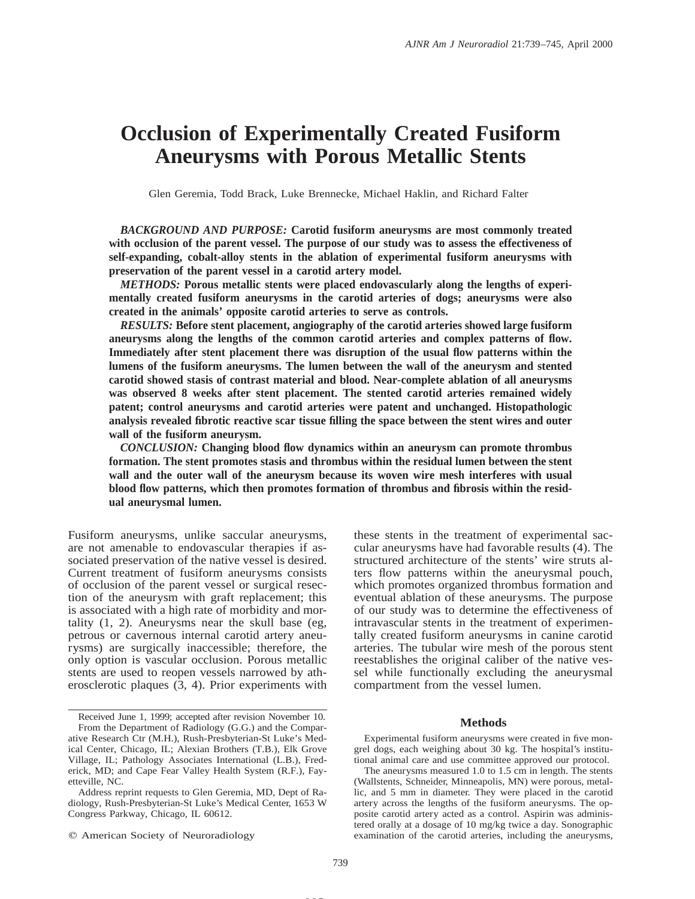# Occlusion of Experimentally Created Fusiform Aneurysms with Porous Metallic Stents

Glen Geremia, Todd Brack, Luke Brennecke, Michael Haklin, and Richard Falter

***BACKGROUND AND PURPOSE:*** **Carotid fusiform aneurysms are most commonly treated with occlusion of the parent vessel. The purpose of our study was to assess the effectiveness of self-expanding, cobalt-alloy stents in the ablation of experimental fusiform aneurysms with preservation of the parent vessel in a carotid artery model.**

***METHODS:*** **Porous metallic stents were placed endovascularly along the lengths of experimentally created fusiform aneurysms in the carotid arteries of dogs; aneurysms were also created in the animals' opposite carotid arteries to serve as controls.**

***RESULTS:*** **Before stent placement, angiography of the carotid arteries showed large fusiform aneurysms along the lengths of the common carotid arteries and complex patterns of flow. Immediately after stent placement there was disruption of the usual flow patterns within the lumens of the fusiform aneurysms. The lumen between the wall of the aneurysm and stented carotid showed stasis of contrast material and blood. Near-complete ablation of all aneurysms was observed 8 weeks after stent placement. The stented carotid arteries remained widely patent; control aneurysms and carotid arteries were patent and unchanged. Histopathologic analysis revealed fibrotic reactive scar tissue filling the space between the stent wires and outer wall of the fusiform aneurysm.**

***CONCLUSION:*** **Changing blood flow dynamics within an aneurysm can promote thrombus formation. The stent promotes stasis and thrombus within the residual lumen between the stent wall and the outer wall of the aneurysm because its woven wire mesh interferes with usual blood flow patterns, which then promotes formation of thrombus and fibrosis within the residual aneurysmal lumen.**

Fusiform aneurysms, unlike saccular aneurysms, are not amenable to endovascular therapies if associated preservation of the native vessel is desired. Current treatment of fusiform aneurysms consists of occlusion of the parent vessel or surgical resection of the aneurysm with graft replacement; this is associated with a high rate of morbidity and mortality (1, 2). Aneurysms near the skull base (eg, petrous or cavernous internal carotid artery aneurysms) are surgically inaccessible; therefore, the only option is vascular occlusion. Porous metallic stents are used to reopen vessels narrowed by atherosclerotic plaques (3, 4). Prior experiments with these stents in the treatment of experimental saccular aneurysms have had favorable results (4). The structured architecture of the stents' wire struts alters flow patterns within the aneurysmal pouch, which promotes organized thrombus formation and eventual ablation of these aneurysms. The purpose of our study was to determine the effectiveness of intravascular stents in the treatment of experimentally created fusiform aneurysms in canine carotid arteries. The tubular wire mesh of the porous stent reestablishes the original caliber of the native vessel while functionally excluding the aneurysmal compartment from the vessel lumen.

Received June 1, 1999; accepted after revision November 10.

From the Department of Radiology (G.G.) and the Comparative Research Ctr (M.H.), Rush-Presbyterian-St Luke's Medical Center, Chicago, IL; Alexian Brothers (T.B.), Elk Grove Village, IL; Pathology Associates International (L.B.), Frederick, MD; and Cape Fear Valley Health System (R.F.), Fayetteville, NC.

Address reprint requests to Glen Geremia, MD, Dept of Radiology, Rush-Presbyterian-St Luke's Medical Center, 1653 W Congress Parkway, Chicago, IL 60612.

© American Society of Neuroradiology

## Methods

Experimental fusiform aneurysms were created in five mongrel dogs, each weighing about 30 kg. The hospital's institutional animal care and use committee approved our protocol.

The aneurysms measured 1.0 to 1.5 cm in length. The stents (Wallstents, Schneider, Minneapolis, MN) were porous, metallic, and 5 mm in diameter. They were placed in the carotid artery across the lengths of the fusiform aneurysms. The opposite carotid artery acted as a control. Aspirin was administered orally at a dosage of 10 mg/kg twice a day. Sonographic examination of the carotid arteries, including the aneurysms,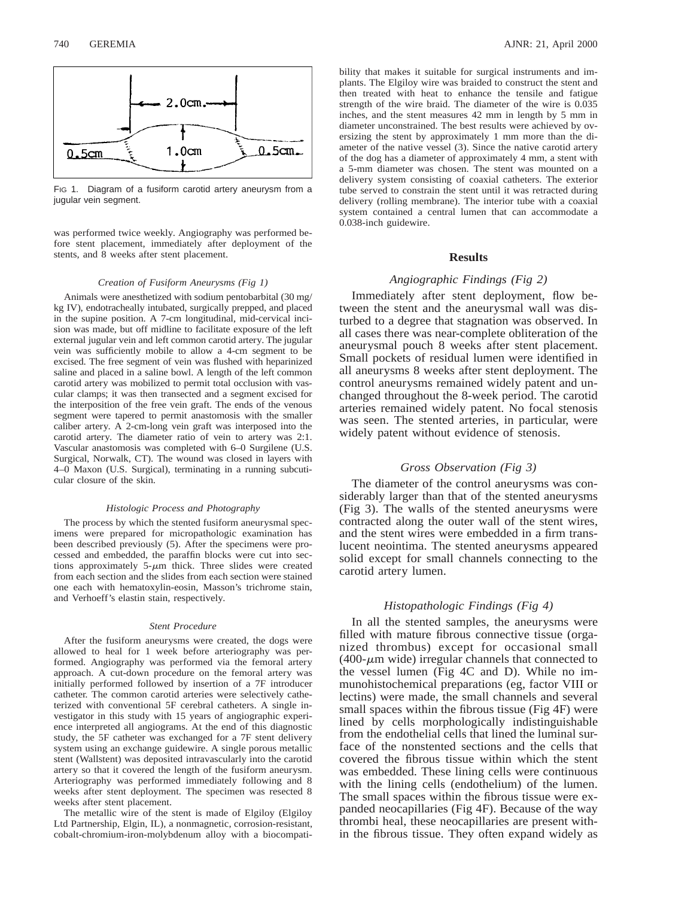FIG 1. Diagram of a fusiform carotid artery aneurysm from a jugular vein segment.

was performed twice weekly. Angiography was performed before stent placement, immediately after deployment of the stents, and 8 weeks after stent placement.

### *Creation of Fusiform Aneurysms (Fig 1)*

Animals were anesthetized with sodium pentobarbital (30 mg/kg IV), endotracheally intubated, surgically prepped, and placed in the supine position. A 7-cm longitudinal, mid-cervical incision was made, but off midline to facilitate exposure of the left external jugular vein and left common carotid artery. The jugular vein was sufficiently mobile to allow a 4-cm segment to be excised. The free segment of vein was flushed with heparinized saline and placed in a saline bowl. A length of the left common carotid artery was mobilized to permit total occlusion with vascular clamps; it was then transected and a segment excised for the interposition of the free vein graft. The ends of the venous segment were tapered to permit anastomosis with the smaller caliber artery. A 2-cm-long vein graft was interposed into the carotid artery. The diameter ratio of vein to artery was 2:1. Vascular anastomosis was completed with 6–0 Surgilene (U.S. Surgical, Norwalk, CT). The wound was closed in layers with 4–0 Maxon (U.S. Surgical), terminating in a running subcuticular closure of the skin.

### *Histologic Process and Photography*

The process by which the stented fusiform aneurysmal specimens were prepared for micropathologic examination has been described previously (5). After the specimens were processed and embedded, the paraffin blocks were cut into sections approximately 5-$\mu$m thick. Three slides were created from each section and the slides from each section were stained one each with hematoxylin-eosin, Masson's trichrome stain, and Verhoeff's elastin stain, respectively.

### *Stent Procedure*

After the fusiform aneurysms were created, the dogs were allowed to heal for 1 week before arteriography was performed. Angiography was performed via the femoral artery approach. A cut-down procedure on the femoral artery was initially performed followed by insertion of a 7F introducer catheter. The common carotid arteries were selectively catheterized with conventional 5F cerebral catheters. A single investigator in this study with 15 years of angiographic experience interpreted all angiograms. At the end of this diagnostic study, the 5F catheter was exchanged for a 7F stent delivery system using an exchange guidewire. A single porous metallic stent (Wallstent) was deposited intravascularly into the carotid artery so that it covered the length of the fusiform aneurysm. Arteriography was performed immediately following and 8 weeks after stent deployment. The specimen was resected 8 weeks after stent placement.

The metallic wire of the stent is made of Elgiloy (Elgiloy Ltd Partnership, Elgin, IL), a nonmagnetic, corrosion-resistant, cobalt-chromium-iron-molybdenum alloy with a biocompatibility that makes it suitable for surgical instruments and implants. The Elgiloy wire was braided to construct the stent and then treated with heat to enhance the tensile and fatigue strength of the wire braid. The diameter of the wire is 0.035 inches, and the stent measures 42 mm in length by 5 mm in diameter unconstrained. The best results were achieved by oversizing the stent by approximately 1 mm more than the diameter of the native vessel (3). Since the native carotid artery of the dog has a diameter of approximately 4 mm, a stent with a 5-mm diameter was chosen. The stent was mounted on a delivery system consisting of coaxial catheters. The exterior tube served to constrain the stent until it was retracted during delivery (rolling membrane). The interior tube with a coaxial system contained a central lumen that can accommodate a 0.038-inch guidewire.

## Results

### *Angiographic Findings (Fig 2)*

Immediately after stent deployment, flow between the stent and the aneurysmal wall was disturbed to a degree that stagnation was observed. In all cases there was near-complete obliteration of the aneurysmal pouch 8 weeks after stent placement. Small pockets of residual lumen were identified in all aneurysms 8 weeks after stent deployment. The control aneurysms remained widely patent and unchanged throughout the 8-week period. The carotid arteries remained widely patent. No focal stenosis was seen. The stented arteries, in particular, were widely patent without evidence of stenosis.

### *Gross Observation (Fig 3)*

The diameter of the control aneurysms was considerably larger than that of the stented aneurysms (Fig 3). The walls of the stented aneurysms were contracted along the outer wall of the stent wires, and the stent wires were embedded in a firm translucent neointima. The stented aneurysms appeared solid except for small channels connecting to the carotid artery lumen.

### *Histopathologic Findings (Fig 4)*

In all the stented samples, the aneurysms were filled with mature fibrous connective tissue (organized thrombus) except for occasional small (400-$\mu$m wide) irregular channels that connected to the vessel lumen (Fig 4C and D). While no immunohistochemical preparations (eg, factor VIII or lectins) were made, the small channels and several small spaces within the fibrous tissue (Fig 4F) were lined by cells morphologically indistinguishable from the endothelial cells that lined the luminal surface of the nonstented sections and the cells that covered the fibrous tissue within which the stent was embedded. These lining cells were continuous with the lining cells (endothelium) of the lumen. The small spaces within the fibrous tissue were expanded neocapillaries (Fig 4F). Because of the way thrombi heal, these neocapillaries are present within the fibrous tissue. They often expand widely as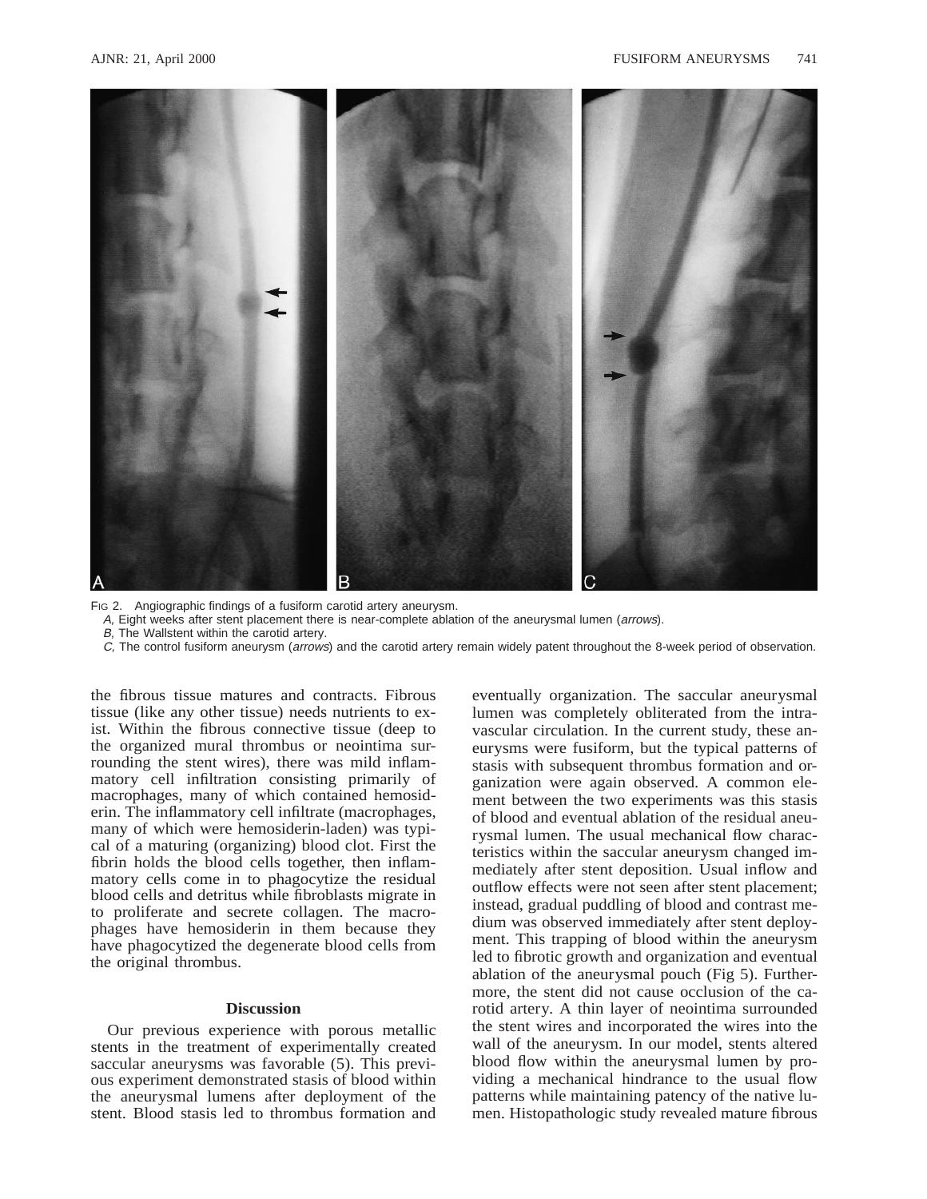Fig 2. Angiographic findings of a fusiform carotid artery aneurysm.

*A,* Eight weeks after stent placement there is near-complete ablation of the aneurysmal lumen (*arrows*).

*B,* The Wallstent within the carotid artery.

*C,* The control fusiform aneurysm (*arrows*) and the carotid artery remain widely patent throughout the 8-week period of observation.

the fibrous tissue matures and contracts. Fibrous tissue (like any other tissue) needs nutrients to exist. Within the fibrous connective tissue (deep to the organized mural thrombus or neointima surrounding the stent wires), there was mild inflammatory cell infiltration consisting primarily of macrophages, many of which contained hemosiderin. The inflammatory cell infiltrate (macrophages, many of which were hemosiderin-laden) was typical of a maturing (organizing) blood clot. First the fibrin holds the blood cells together, then inflammatory cells come in to phagocytize the residual blood cells and detritus while fibroblasts migrate in to proliferate and secrete collagen. The macrophages have hemosiderin in them because they have phagocytized the degenerate blood cells from the original thrombus.

## Discussion

Our previous experience with porous metallic stents in the treatment of experimentally created saccular aneurysms was favorable (5). This previous experiment demonstrated stasis of blood within the aneurysmal lumens after deployment of the stent. Blood stasis led to thrombus formation and eventually organization. The saccular aneurysmal lumen was completely obliterated from the intravascular circulation. In the current study, these aneurysms were fusiform, but the typical patterns of stasis with subsequent thrombus formation and organization were again observed. A common element between the two experiments was this stasis of blood and eventual ablation of the residual aneurysmal lumen. The usual mechanical flow characteristics within the saccular aneurysm changed immediately after stent deposition. Usual inflow and outflow effects were not seen after stent placement; instead, gradual puddling of blood and contrast medium was observed immediately after stent deployment. This trapping of blood within the aneurysm led to fibrotic growth and organization and eventual ablation of the aneurysmal pouch (Fig 5). Furthermore, the stent did not cause occlusion of the carotid artery. A thin layer of neointima surrounded the stent wires and incorporated the wires into the wall of the aneurysm. In our model, stents altered blood flow within the aneurysmal lumen by providing a mechanical hindrance to the usual flow patterns while maintaining patency of the native lumen. Histopathologic study revealed mature fibrous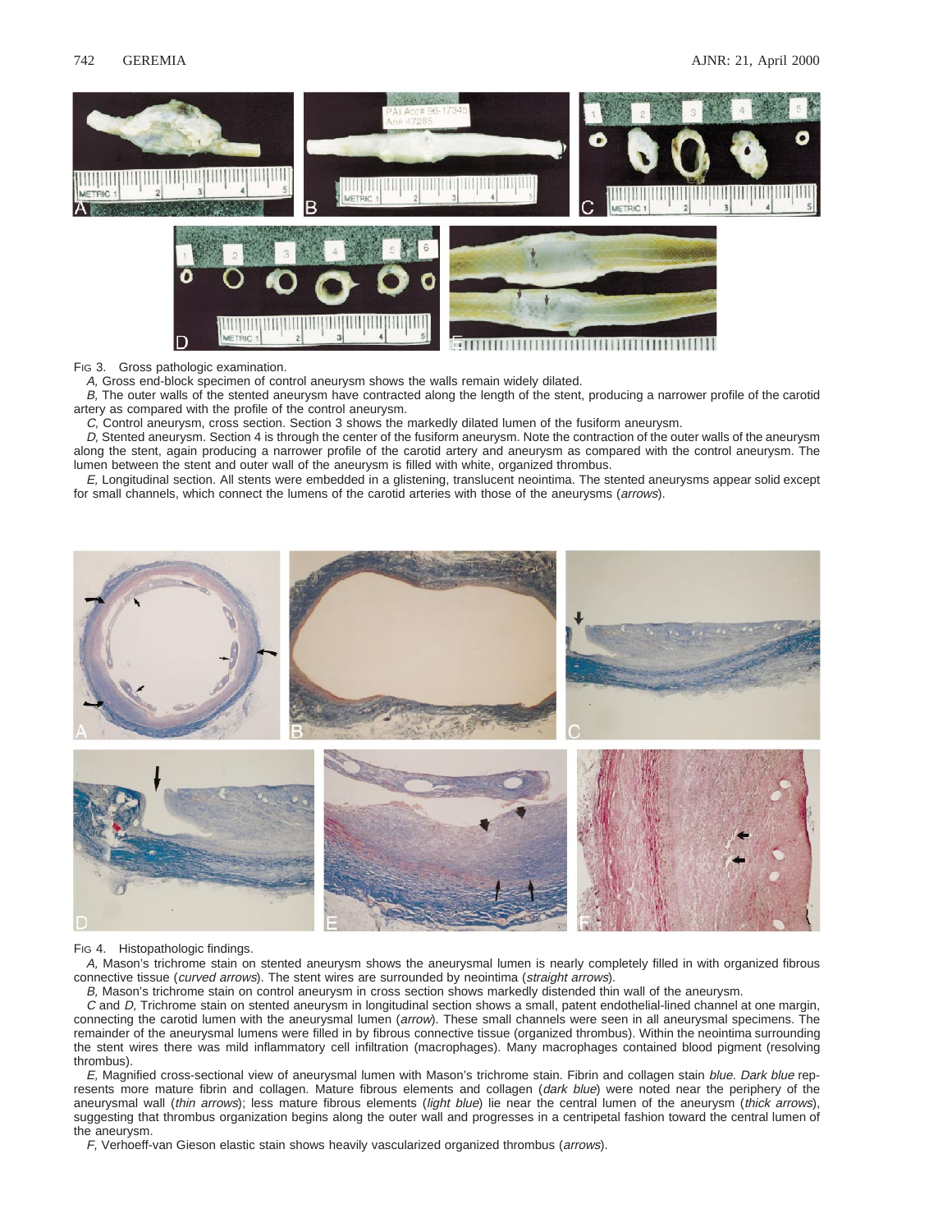Fig 3. Gross pathologic examination.

*A,* Gross end-block specimen of control aneurysm shows the walls remain widely dilated.

*B,* The outer walls of the stented aneurysm have contracted along the length of the stent, producing a narrower profile of the carotid artery as compared with the profile of the control aneurysm.

*C,* Control aneurysm, cross section. Section 3 shows the markedly dilated lumen of the fusiform aneurysm.

*D,* Stented aneurysm. Section 4 is through the center of the fusiform aneurysm. Note the contraction of the outer walls of the aneurysm along the stent, again producing a narrower profile of the carotid artery and aneurysm as compared with the control aneurysm. The lumen between the stent and outer wall of the aneurysm is filled with white, organized thrombus.

*E,* Longitudinal section. All stents were embedded in a glistening, translucent neointima. The stented aneurysms appear solid except for small channels, which connect the lumens of the carotid arteries with those of the aneurysms (*arrows*).

Fig 4. Histopathologic findings.

*A,* Mason's trichrome stain on stented aneurysm shows the aneurysmal lumen is nearly completely filled in with organized fibrous connective tissue (*curved arrows*). The stent wires are surrounded by neointima (*straight arrows*).

*B,* Mason's trichrome stain on control aneurysm in cross section shows markedly distended thin wall of the aneurysm.

*C* and *D,* Trichrome stain on stented aneurysm in longitudinal section shows a small, patent endothelial-lined channel at one margin, connecting the carotid lumen with the aneurysmal lumen (*arrow*). These small channels were seen in all aneurysmal specimens. The remainder of the aneurysmal lumens were filled in by fibrous connective tissue (organized thrombus). Within the neointima surrounding the stent wires there was mild inflammatory cell infiltration (macrophages). Many macrophages contained blood pigment (resolving thrombus).

*E,* Magnified cross-sectional view of aneurysmal lumen with Mason's trichrome stain. Fibrin and collagen stain *blue. Dark blue* represents more mature fibrin and collagen. Mature fibrous elements and collagen (*dark blue*) were noted near the periphery of the aneurysmal wall (*thin arrows*); less mature fibrous elements (*light blue*) lie near the central lumen of the aneurysm (*thick arrows*), suggesting that thrombus organization begins along the outer wall and progresses in a centripetal fashion toward the central lumen of the aneurysm.

*F,* Verhoeff-van Gieson elastic stain shows heavily vascularized organized thrombus (*arrows*).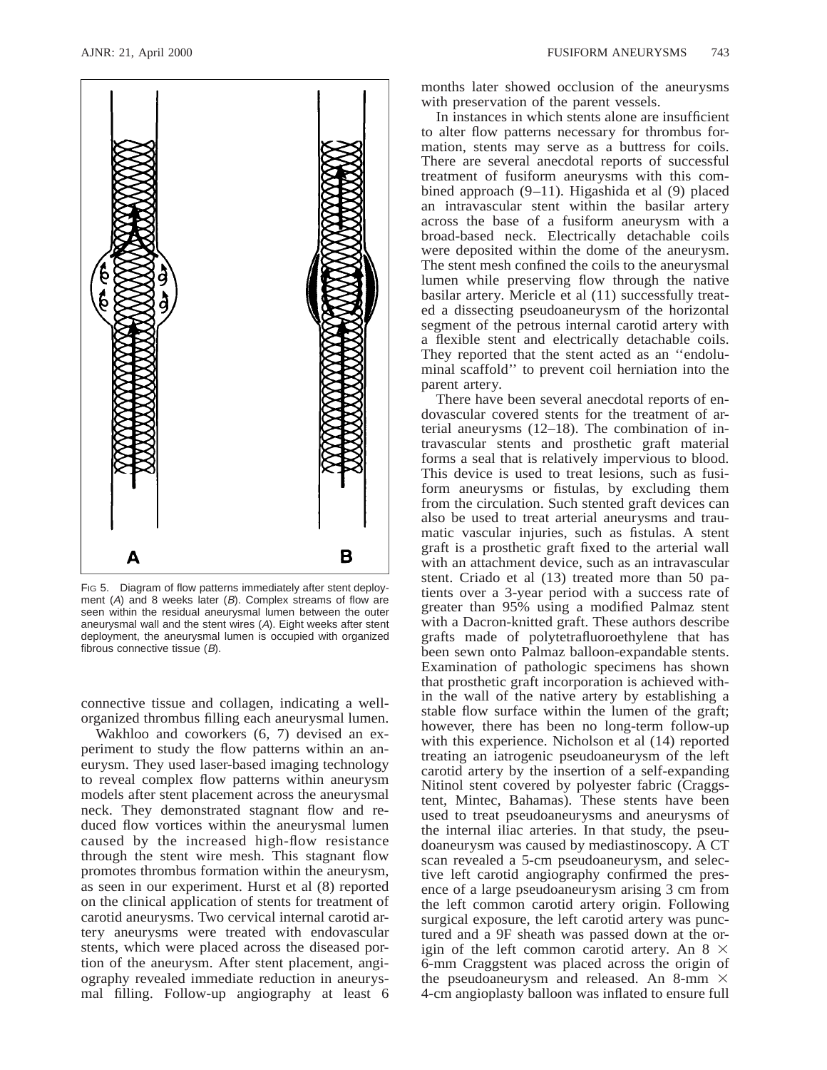Fig 5. Diagram of flow patterns immediately after stent deployment (*A*) and 8 weeks later (*B*). Complex streams of flow are seen within the residual aneurysmal lumen between the outer aneurysmal wall and the stent wires (*A*). Eight weeks after stent deployment, the aneurysmal lumen is occupied with organized fibrous connective tissue (*B*).

connective tissue and collagen, indicating a well-organized thrombus filling each aneurysmal lumen.

Wakhloo and coworkers (6, 7) devised an experiment to study the flow patterns within an aneurysm. They used laser-based imaging technology to reveal complex flow patterns within aneurysm models after stent placement across the aneurysmal neck. They demonstrated stagnant flow and reduced flow vortices within the aneurysmal lumen caused by the increased high-flow resistance through the stent wire mesh. This stagnant flow promotes thrombus formation within the aneurysm, as seen in our experiment. Hurst et al (8) reported on the clinical application of stents for treatment of carotid aneurysms. Two cervical internal carotid artery aneurysms were treated with endovascular stents, which were placed across the diseased portion of the aneurysm. After stent placement, angiography revealed immediate reduction in aneurysmal filling. Follow-up angiography at least 6 months later showed occlusion of the aneurysms with preservation of the parent vessels.

In instances in which stents alone are insufficient to alter flow patterns necessary for thrombus formation, stents may serve as a buttress for coils. There are several anecdotal reports of successful treatment of fusiform aneurysms with this combined approach (9–11). Higashida et al (9) placed an intravascular stent within the basilar artery across the base of a fusiform aneurysm with a broad-based neck. Electrically detachable coils were deposited within the dome of the aneurysm. The stent mesh confined the coils to the aneurysmal lumen while preserving flow through the native basilar artery. Mericle et al (11) successfully treated a dissecting pseudoaneurysm of the horizontal segment of the petrous internal carotid artery with a flexible stent and electrically detachable coils. They reported that the stent acted as an ''endoluminal scaffold'' to prevent coil herniation into the parent artery.

There have been several anecdotal reports of endovascular covered stents for the treatment of arterial aneurysms (12–18). The combination of intravascular stents and prosthetic graft material forms a seal that is relatively impervious to blood. This device is used to treat lesions, such as fusiform aneurysms or fistulas, by excluding them from the circulation. Such stented graft devices can also be used to treat arterial aneurysms and traumatic vascular injuries, such as fistulas. A stent graft is a prosthetic graft fixed to the arterial wall with an attachment device, such as an intravascular stent. Criado et al (13) treated more than 50 patients over a 3-year period with a success rate of greater than 95% using a modified Palmaz stent with a Dacron-knitted graft. These authors describe grafts made of polytetrafluoroethylene that has been sewn onto Palmaz balloon-expandable stents. Examination of pathologic specimens has shown that prosthetic graft incorporation is achieved within the wall of the native artery by establishing a stable flow surface within the lumen of the graft; however, there has been no long-term follow-up with this experience. Nicholson et al (14) reported treating an iatrogenic pseudoaneurysm of the left carotid artery by the insertion of a self-expanding Nitinol stent covered by polyester fabric (Craggstent, Mintec, Bahamas). These stents have been used to treat pseudoaneurysms and aneurysms of the internal iliac arteries. In that study, the pseudoaneurysm was caused by mediastinoscopy. A CT scan revealed a 5-cm pseudoaneurysm, and selective left carotid angiography confirmed the presence of a large pseudoaneurysm arising 3 cm from the left common carotid artery origin. Following surgical exposure, the left carotid artery was punctured and a 9F sheath was passed down at the origin of the left common carotid artery. An 8 × 6-mm Craggstent was placed across the origin of the pseudoaneurysm and released. An 8-mm × 4-cm angioplasty balloon was inflated to ensure full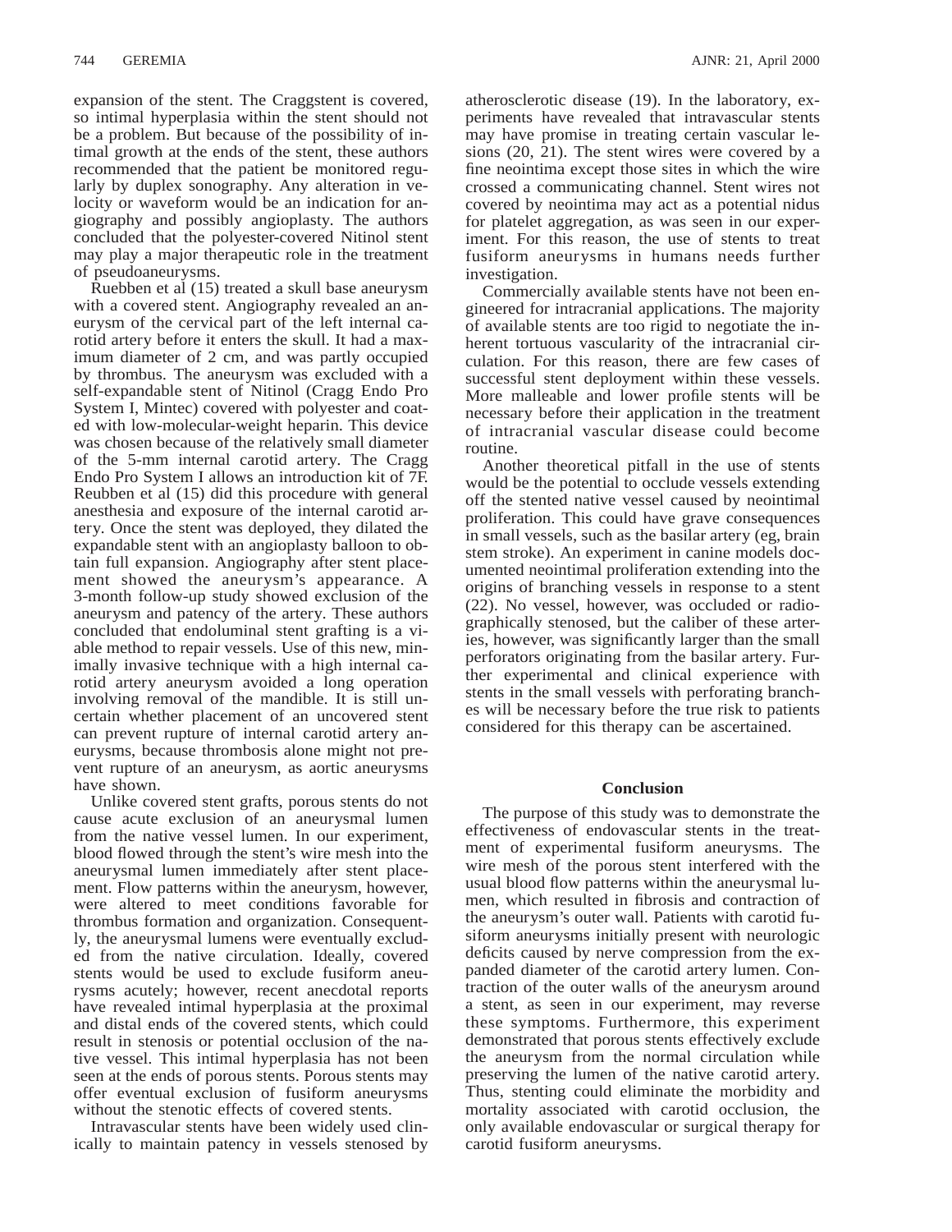expansion of the stent. The Craggstent is covered, so intimal hyperplasia within the stent should not be a problem. But because of the possibility of intimal growth at the ends of the stent, these authors recommended that the patient be monitored regularly by duplex sonography. Any alteration in velocity or waveform would be an indication for angiography and possibly angioplasty. The authors concluded that the polyester-covered Nitinol stent may play a major therapeutic role in the treatment of pseudoaneurysms.

Ruebben et al (15) treated a skull base aneurysm with a covered stent. Angiography revealed an aneurysm of the cervical part of the left internal carotid artery before it enters the skull. It had a maximum diameter of 2 cm, and was partly occupied by thrombus. The aneurysm was excluded with a self-expandable stent of Nitinol (Cragg Endo Pro System I, Mintec) covered with polyester and coated with low-molecular-weight heparin. This device was chosen because of the relatively small diameter of the 5-mm internal carotid artery. The Cragg Endo Pro System I allows an introduction kit of 7F. Reubben et al (15) did this procedure with general anesthesia and exposure of the internal carotid artery. Once the stent was deployed, they dilated the expandable stent with an angioplasty balloon to obtain full expansion. Angiography after stent placement showed the aneurysm's appearance. A 3-month follow-up study showed exclusion of the aneurysm and patency of the artery. These authors concluded that endoluminal stent grafting is a viable method to repair vessels. Use of this new, minimally invasive technique with a high internal carotid artery aneurysm avoided a long operation involving removal of the mandible. It is still uncertain whether placement of an uncovered stent can prevent rupture of internal carotid artery aneurysms, because thrombosis alone might not prevent rupture of an aneurysm, as aortic aneurysms have shown.

Unlike covered stent grafts, porous stents do not cause acute exclusion of an aneurysmal lumen from the native vessel lumen. In our experiment, blood flowed through the stent's wire mesh into the aneurysmal lumen immediately after stent placement. Flow patterns within the aneurysm, however, were altered to meet conditions favorable for thrombus formation and organization. Consequently, the aneurysmal lumens were eventually excluded from the native circulation. Ideally, covered stents would be used to exclude fusiform aneurysms acutely; however, recent anecdotal reports have revealed intimal hyperplasia at the proximal and distal ends of the covered stents, which could result in stenosis or potential occlusion of the native vessel. This intimal hyperplasia has not been seen at the ends of porous stents. Porous stents may offer eventual exclusion of fusiform aneurysms without the stenotic effects of covered stents.

Intravascular stents have been widely used clinically to maintain patency in vessels stenosed by atherosclerotic disease (19). In the laboratory, experiments have revealed that intravascular stents may have promise in treating certain vascular lesions (20, 21). The stent wires were covered by a fine neointima except those sites in which the wire crossed a communicating channel. Stent wires not covered by neointima may act as a potential nidus for platelet aggregation, as was seen in our experiment. For this reason, the use of stents to treat fusiform aneurysms in humans needs further investigation.

Commercially available stents have not been engineered for intracranial applications. The majority of available stents are too rigid to negotiate the inherent tortuous vascularity of the intracranial circulation. For this reason, there are few cases of successful stent deployment within these vessels. More malleable and lower profile stents will be necessary before their application in the treatment of intracranial vascular disease could become routine.

Another theoretical pitfall in the use of stents would be the potential to occlude vessels extending off the stented native vessel caused by neointimal proliferation. This could have grave consequences in small vessels, such as the basilar artery (eg, brain stem stroke). An experiment in canine models documented neointimal proliferation extending into the origins of branching vessels in response to a stent (22). No vessel, however, was occluded or radiographically stenosed, but the caliber of these arteries, however, was significantly larger than the small perforators originating from the basilar artery. Further experimental and clinical experience with stents in the small vessels with perforating branches will be necessary before the true risk to patients considered for this therapy can be ascertained.

## Conclusion

The purpose of this study was to demonstrate the effectiveness of endovascular stents in the treatment of experimental fusiform aneurysms. The wire mesh of the porous stent interfered with the usual blood flow patterns within the aneurysmal lumen, which resulted in fibrosis and contraction of the aneurysm's outer wall. Patients with carotid fusiform aneurysms initially present with neurologic deficits caused by nerve compression from the expanded diameter of the carotid artery lumen. Contraction of the outer walls of the aneurysm around a stent, as seen in our experiment, may reverse these symptoms. Furthermore, this experiment demonstrated that porous stents effectively exclude the aneurysm from the normal circulation while preserving the lumen of the native carotid artery. Thus, stenting could eliminate the morbidity and mortality associated with carotid occlusion, the only available endovascular or surgical therapy for carotid fusiform aneurysms.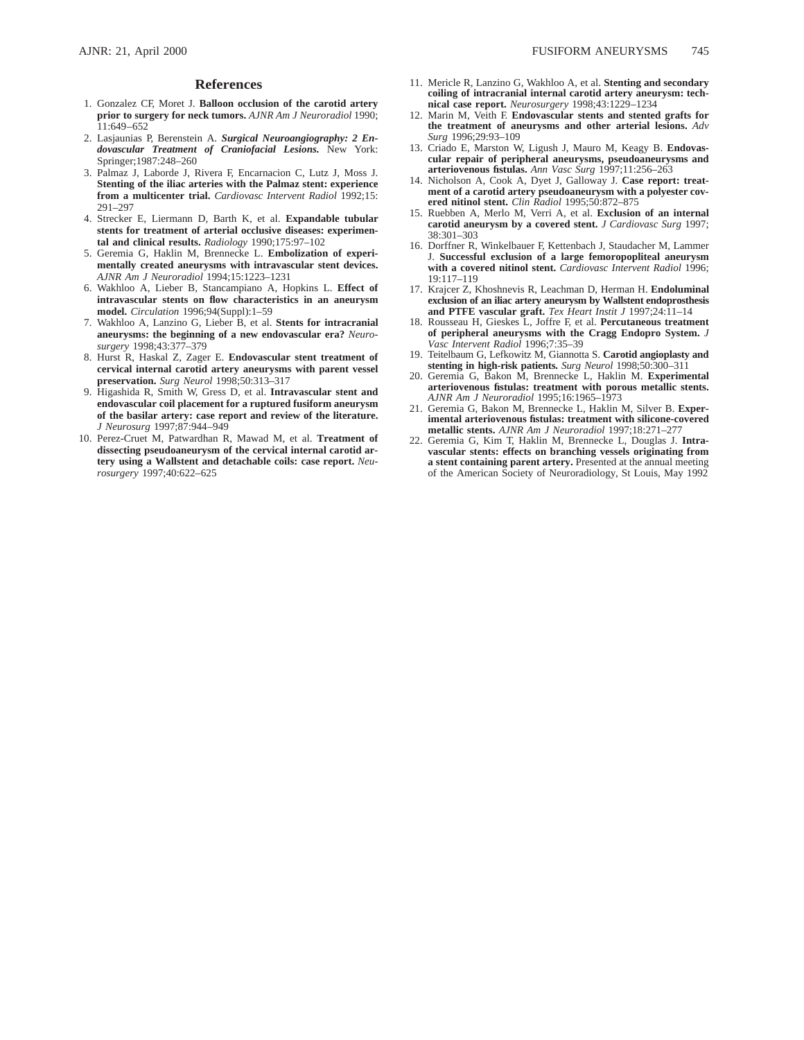## References

1. Gonzalez CF, Moret J. **Balloon occlusion of the carotid artery prior to surgery for neck tumors.** *AJNR Am J Neuroradiol* 1990; 11:649–652
2. Lasjaunias P, Berenstein A. ***Surgical Neuroangiography: 2 Endovascular Treatment of Craniofacial Lesions.*** New York: Springer;1987:248–260
3. Palmaz J, Laborde J, Rivera F, Encarnacion C, Lutz J, Moss J. **Stenting of the iliac arteries with the Palmaz stent: experience from a multicenter trial.** *Cardiovasc Intervent Radiol* 1992;15: 291–297
4. Strecker E, Liermann D, Barth K, et al. **Expandable tubular stents for treatment of arterial occlusive diseases: experimental and clinical results.** *Radiology* 1990;175:97–102
5. Geremia G, Haklin M, Brennecke L. **Embolization of experimentally created aneurysms with intravascular stent devices.** *AJNR Am J Neuroradiol* 1994;15:1223–1231
6. Wakhloo A, Lieber B, Stancampiano A, Hopkins L. **Effect of intravascular stents on flow characteristics in an aneurysm model.** *Circulation* 1996;94(Suppl):1–59
7. Wakhloo A, Lanzino G, Lieber B, et al. **Stents for intracranial aneurysms: the beginning of a new endovascular era?** *Neurosurgery* 1998;43:377–379
8. Hurst R, Haskal Z, Zager E. **Endovascular stent treatment of cervical internal carotid artery aneurysms with parent vessel preservation.** *Surg Neurol* 1998;50:313–317
9. Higashida R, Smith W, Gress D, et al. **Intravascular stent and endovascular coil placement for a ruptured fusiform aneurysm of the basilar artery: case report and review of the literature.** *J Neurosurg* 1997;87:944–949
10. Perez-Cruet M, Patwardhan R, Mawad M, et al. **Treatment of dissecting pseudoaneurysm of the cervical internal carotid artery using a Wallstent and detachable coils: case report.** *Neurosurgery* 1997;40:622–625
11. Mericle R, Lanzino G, Wakhloo A, et al. **Stenting and secondary coiling of intracranial internal carotid artery aneurysm: technical case report.** *Neurosurgery* 1998;43:1229–1234
12. Marin M, Veith F. **Endovascular stents and stented grafts for the treatment of aneurysms and other arterial lesions.** *Adv Surg* 1996;29:93–109
13. Criado E, Marston W, Ligush J, Mauro M, Keagy B. **Endovascular repair of peripheral aneurysms, pseudoaneurysms and arteriovenous fistulas.** *Ann Vasc Surg* 1997;11:256–263
14. Nicholson A, Cook A, Dyet J, Galloway J. **Case report: treatment of a carotid artery pseudoaneurysm with a polyester covered nitinol stent.** *Clin Radiol* 1995;50:872–875
15. Ruebben A, Merlo M, Verri A, et al. **Exclusion of an internal carotid aneurysm by a covered stent.** *J Cardiovasc Surg* 1997; 38:301–303
16. Dorffner R, Winkelbauer F, Kettenbach J, Staudacher M, Lammer J. **Successful exclusion of a large femoropopliteal aneurysm with a covered nitinol stent.** *Cardiovasc Intervent Radiol* 1996; 19:117–119
17. Krajcer Z, Khoshnevis R, Leachman D, Herman H. **Endoluminal exclusion of an iliac artery aneurysm by Wallstent endoprosthesis and PTFE vascular graft.** *Tex Heart Instit J* 1997;24:11–14
18. Rousseau H, Gieskes L, Joffre F, et al. **Percutaneous treatment of peripheral aneurysms with the Cragg Endopro System.** *J Vasc Interv Radiol* 1996;7:35–39
19. Teitelbaum G, Lefkowitz M, Giannotta S. **Carotid angioplasty and stenting in high-risk patients.** *Surg Neurol* 1998;50:300–311
20. Geremia G, Bakon M, Brennecke L, Haklin M. **Experimental arteriovenous fistulas: treatment with porous metallic stents.** *AJNR Am J Neuroradiol* 1995;16:1965–1973
21. Geremia G, Bakon M, Brennecke L, Haklin M, Silver B. **Experimental arteriovenous fistulas: treatment with silicone-covered metallic stents.** *AJNR Am J Neuroradiol* 1997;18:271–277
22. Geremia G, Kim T, Haklin M, Brennecke L, Douglas J. **Intravascular stents: effects on branching vessels originating from a stent containing parent artery.** Presented at the annual meeting of the American Society of Neuroradiology, St Louis, May 1992